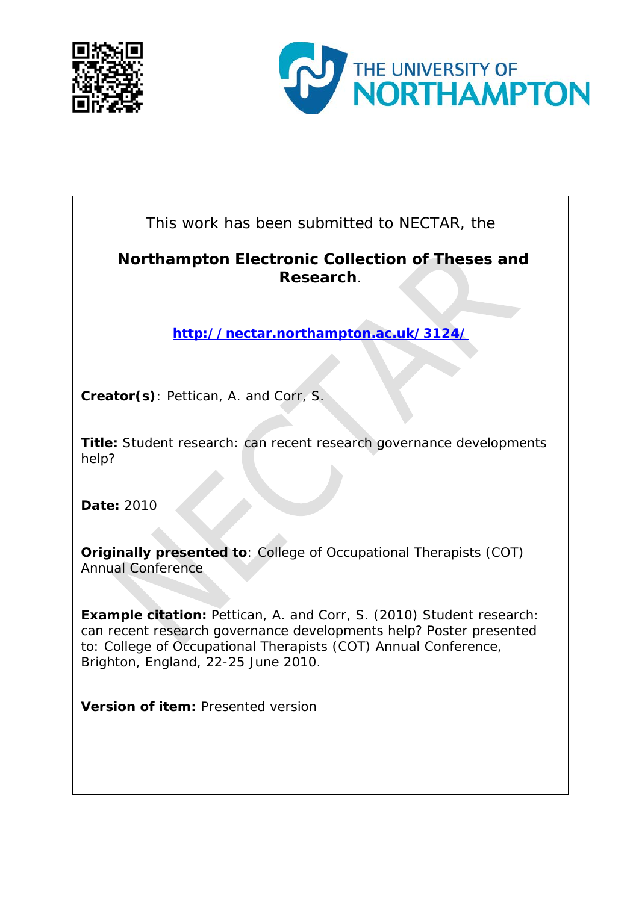THE UNIVERSITY OF NORTHAMPTON

This work has been submitted to NECTAR, the

**Northampton Electronic Collection of Theses and Research**.

**http://nectar.northampton.ac.uk/3124/**

**Creator(s)**: Pettican, A. and Corr, S.

**Title:** Student research: can recent research governance developments help?

**Date:** 2010

**Originally presented to**: College of Occupational Therapists (COT) Annual Conference

**Example citation:** Pettican, A. and Corr, S. (2010) Student research: can recent research governance developments help? Poster presented to: College of Occupational Therapists (COT) Annual Conference, Brighton, England, 22-25 June 2010.

**Version of item:** Presented version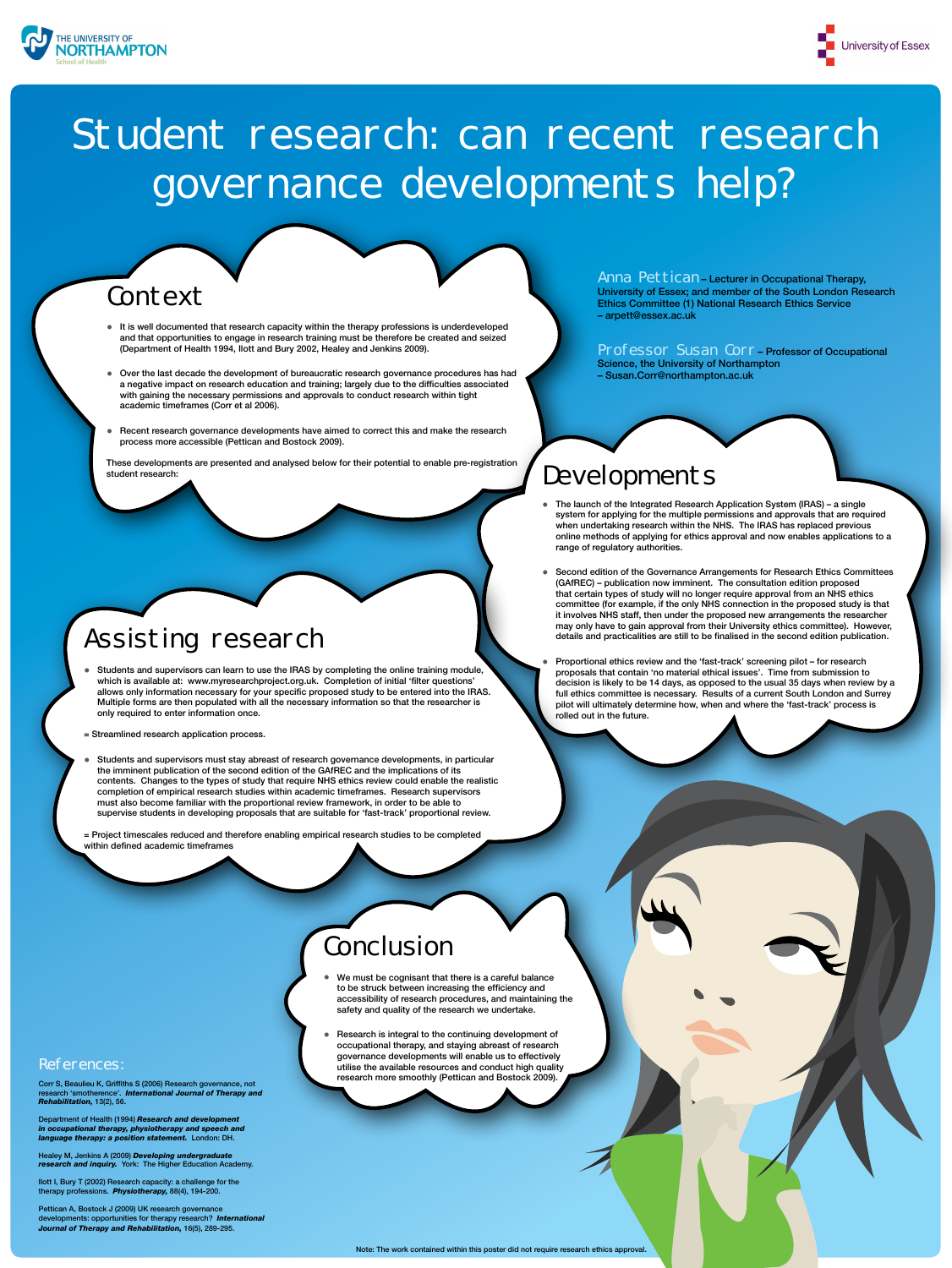THE UNIVERSITY OF NORTHAMPTON
School of Health

University of Essex

# Student research: can recent research governance developments help?

Anna Pettican – Lecturer in Occupational Therapy, University of Essex; and member of the South London Research Ethics Committee (1) National Research Ethics Service – arpett@essex.ac.uk

Professor Susan Corr – Professor of Occupational Science, the University of Northampton – Susan.Corr@northampton.ac.uk

## Context

- It is well documented that research capacity within the therapy professions is underdeveloped and that opportunities to engage in research training must be therefore be created and seized (Department of Health 1994, Ilott and Bury 2002, Healey and Jenkins 2009).
- Over the last decade the development of bureaucratic research governance procedures has had a negative impact on research education and training; largely due to the difficulties associated with gaining the necessary permissions and approvals to conduct research within tight academic timeframes (Corr et al 2006).
- Recent research governance developments have aimed to correct this and make the research process more accessible (Pettican and Bostock 2009).

These developments are presented and analysed below for their potential to enable pre-registration student research:

## Developments

- The launch of the Integrated Research Application System (IRAS) – a single system for applying for the multiple permissions and approvals that are required when undertaking research within the NHS. The IRAS has replaced previous online methods of applying for ethics approval and now enables applications to a range of regulatory authorities.
- Second edition of the Governance Arrangements for Research Ethics Committees (GAfREC) – publication now imminent. The consultation edition proposed that certain types of study will no longer require approval from an NHS ethics committee (for example, if the only NHS connection in the proposed study is that it involves NHS staff, then under the proposed new arrangements the researcher may only have to gain approval from their University ethics committee). However, details and practicalities are still to be finalised in the second edition publication.
- Proportional ethics review and the 'fast-track' screening pilot – for research proposals that contain 'no material ethical issues'. Time from submission to decision is likely to be 14 days, as opposed to the usual 35 days when review by a full ethics committee is necessary. Results of a current South London and Surrey pilot will ultimately determine how, when and where the 'fast-track' process is rolled out in the future.

## Assisting research

- Students and supervisors can learn to use the IRAS by completing the online training module, which is available at: www.myresearchproject.org.uk. Completion of initial 'filter questions' allows only information necessary for your specific proposed study to be entered into the IRAS. Multiple forms are then populated with all the necessary information so that the researcher is only required to enter information once.

= Streamlined research application process.

- Students and supervisors must stay abreast of research governance developments, in particular the imminent publication of the second edition of the GAfREC and the implications of its contents. Changes to the types of study that require NHS ethics review could enable the realistic completion of empirical research studies within academic timeframes. Research supervisors must also become familiar with the proportional review framework, in order to be able to supervise students in developing proposals that are suitable for 'fast-track' proportional review.

= Project timescales reduced and therefore enabling empirical research studies to be completed within defined academic timeframes

## Conclusion

- We must be cognisant that there is a careful balance to be struck between increasing the efficiency and accessibility of research procedures, and maintaining the safety and quality of the research we undertake.
- Research is integral to the continuing development of occupational therapy, and staying abreast of research governance developments will enable us to effectively utilise the available resources and conduct high quality research more smoothly (Pettican and Bostock 2009).

## References:

Corr S, Beaulieu K, Griffiths S (2006) Research governance, not research 'smotherence'. ***International Journal of Therapy and Rehabilitation,*** 13(2), 56.

Department of Health (1994) ***Research and development in occupational therapy, physiotherapy and speech and language therapy: a position statement.*** London: DH.

Healey M, Jenkins A (2009) ***Developing undergraduate research and inquiry.*** York: The Higher Education Academy.

Ilott I, Bury T (2002) Research capacity: a challenge for the therapy professions. ***Physiotherapy,*** 88(4), 194-200.

Pettican A, Bostock J (2009) UK research governance developments: opportunities for therapy research? ***International Journal of Therapy and Rehabilitation,*** 16(5), 289-295.

Note: The work contained within this poster did not require research ethics approval.